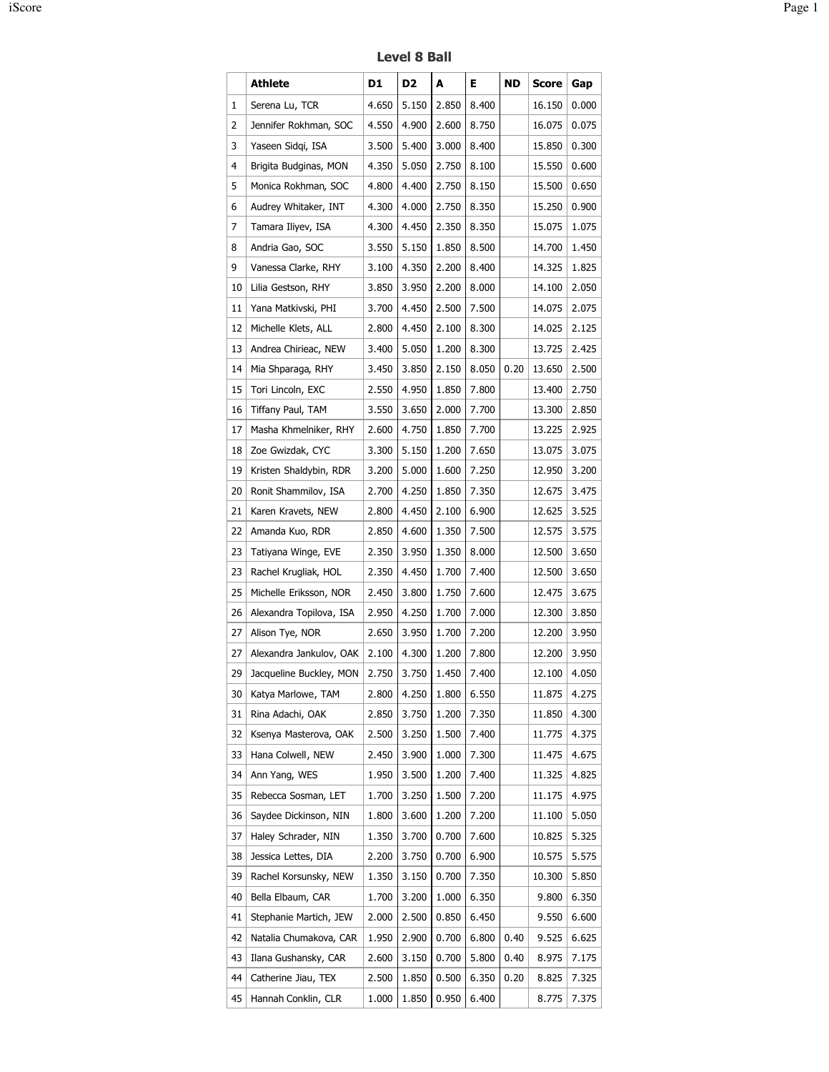# Level 8 Ball

| | Athlete | D1 | D2 | A | E | ND | Score | Gap |
|---|---|---|---|---|---|---|---|---|
| 1 | Serena Lu, TCR | 4.650 | 5.150 | 2.850 | 8.400 | | 16.150 | 0.000 |
| 2 | Jennifer Rokhman, SOC | 4.550 | 4.900 | 2.600 | 8.750 | | 16.075 | 0.075 |
| 3 | Yaseen Sidqi, ISA | 3.500 | 5.400 | 3.000 | 8.400 | | 15.850 | 0.300 |
| 4 | Brigita Budginas, MON | 4.350 | 5.050 | 2.750 | 8.100 | | 15.550 | 0.600 |
| 5 | Monica Rokhman, SOC | 4.800 | 4.400 | 2.750 | 8.150 | | 15.500 | 0.650 |
| 6 | Audrey Whitaker, INT | 4.300 | 4.000 | 2.750 | 8.350 | | 15.250 | 0.900 |
| 7 | Tamara Iliyev, ISA | 4.300 | 4.450 | 2.350 | 8.350 | | 15.075 | 1.075 |
| 8 | Andria Gao, SOC | 3.550 | 5.150 | 1.850 | 8.500 | | 14.700 | 1.450 |
| 9 | Vanessa Clarke, RHY | 3.100 | 4.350 | 2.200 | 8.400 | | 14.325 | 1.825 |
| 10 | Lilia Gestson, RHY | 3.850 | 3.950 | 2.200 | 8.000 | | 14.100 | 2.050 |
| 11 | Yana Matkivski, PHI | 3.700 | 4.450 | 2.500 | 7.500 | | 14.075 | 2.075 |
| 12 | Michelle Klets, ALL | 2.800 | 4.450 | 2.100 | 8.300 | | 14.025 | 2.125 |
| 13 | Andrea Chirieac, NEW | 3.400 | 5.050 | 1.200 | 8.300 | | 13.725 | 2.425 |
| 14 | Mia Shparaga, RHY | 3.450 | 3.850 | 2.150 | 8.050 | 0.20 | 13.650 | 2.500 |
| 15 | Tori Lincoln, EXC | 2.550 | 4.950 | 1.850 | 7.800 | | 13.400 | 2.750 |
| 16 | Tiffany Paul, TAM | 3.550 | 3.650 | 2.000 | 7.700 | | 13.300 | 2.850 |
| 17 | Masha Khmelniker, RHY | 2.600 | 4.750 | 1.850 | 7.700 | | 13.225 | 2.925 |
| 18 | Zoe Gwizdak, CYC | 3.300 | 5.150 | 1.200 | 7.650 | | 13.075 | 3.075 |
| 19 | Kristen Shaldybin, RDR | 3.200 | 5.000 | 1.600 | 7.250 | | 12.950 | 3.200 |
| 20 | Ronit Shammilov, ISA | 2.700 | 4.250 | 1.850 | 7.350 | | 12.675 | 3.475 |
| 21 | Karen Kravets, NEW | 2.800 | 4.450 | 2.100 | 6.900 | | 12.625 | 3.525 |
| 22 | Amanda Kuo, RDR | 2.850 | 4.600 | 1.350 | 7.500 | | 12.575 | 3.575 |
| 23 | Tatiyana Winge, EVE | 2.350 | 3.950 | 1.350 | 8.000 | | 12.500 | 3.650 |
| 23 | Rachel Krugliak, HOL | 2.350 | 4.450 | 1.700 | 7.400 | | 12.500 | 3.650 |
| 25 | Michelle Eriksson, NOR | 2.450 | 3.800 | 1.750 | 7.600 | | 12.475 | 3.675 |
| 26 | Alexandra Topilova, ISA | 2.950 | 4.250 | 1.700 | 7.000 | | 12.300 | 3.850 |
| 27 | Alison Tye, NOR | 2.650 | 3.950 | 1.700 | 7.200 | | 12.200 | 3.950 |
| 27 | Alexandra Jankulov, OAK | 2.100 | 4.300 | 1.200 | 7.800 | | 12.200 | 3.950 |
| 29 | Jacqueline Buckley, MON | 2.750 | 3.750 | 1.450 | 7.400 | | 12.100 | 4.050 |
| 30 | Katya Marlowe, TAM | 2.800 | 4.250 | 1.800 | 6.550 | | 11.875 | 4.275 |
| 31 | Rina Adachi, OAK | 2.850 | 3.750 | 1.200 | 7.350 | | 11.850 | 4.300 |
| 32 | Ksenya Masterova, OAK | 2.500 | 3.250 | 1.500 | 7.400 | | 11.775 | 4.375 |
| 33 | Hana Colwell, NEW | 2.450 | 3.900 | 1.000 | 7.300 | | 11.475 | 4.675 |
| 34 | Ann Yang, WES | 1.950 | 3.500 | 1.200 | 7.400 | | 11.325 | 4.825 |
| 35 | Rebecca Sosman, LET | 1.700 | 3.250 | 1.500 | 7.200 | | 11.175 | 4.975 |
| 36 | Saydee Dickinson, NIN | 1.800 | 3.600 | 1.200 | 7.200 | | 11.100 | 5.050 |
| 37 | Haley Schrader, NIN | 1.350 | 3.700 | 0.700 | 7.600 | | 10.825 | 5.325 |
| 38 | Jessica Lettes, DIA | 2.200 | 3.750 | 0.700 | 6.900 | | 10.575 | 5.575 |
| 39 | Rachel Korsunsky, NEW | 1.350 | 3.150 | 0.700 | 7.350 | | 10.300 | 5.850 |
| 40 | Bella Elbaum, CAR | 1.700 | 3.200 | 1.000 | 6.350 | | 9.800 | 6.350 |
| 41 | Stephanie Martich, JEW | 2.000 | 2.500 | 0.850 | 6.450 | | 9.550 | 6.600 |
| 42 | Natalia Chumakova, CAR | 1.950 | 2.900 | 0.700 | 6.800 | 0.40 | 9.525 | 6.625 |
| 43 | Ilana Gushansky, CAR | 2.600 | 3.150 | 0.700 | 5.800 | 0.40 | 8.975 | 7.175 |
| 44 | Catherine Jiau, TEX | 2.500 | 1.850 | 0.500 | 6.350 | 0.20 | 8.825 | 7.325 |
| 45 | Hannah Conklin, CLR | 1.000 | 1.850 | 0.950 | 6.400 | | 8.775 | 7.375 |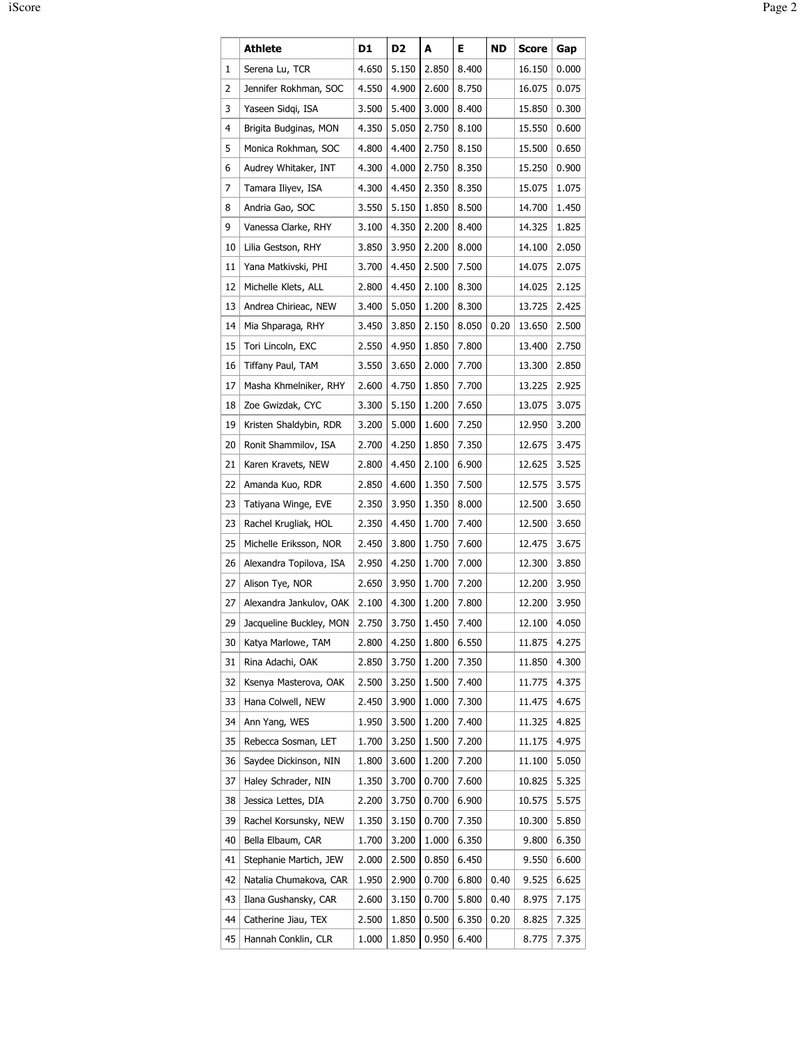| | Athlete | D1 | D2 | A | E | ND | Score | Gap |
|---|---|---|---|---|---|---|---|---|
| 1 | Serena Lu, TCR | 4.650 | 5.150 | 2.850 | 8.400 | | 16.150 | 0.000 |
| 2 | Jennifer Rokhman, SOC | 4.550 | 4.900 | 2.600 | 8.750 | | 16.075 | 0.075 |
| 3 | Yaseen Sidqi, ISA | 3.500 | 5.400 | 3.000 | 8.400 | | 15.850 | 0.300 |
| 4 | Brigita Budginas, MON | 4.350 | 5.050 | 2.750 | 8.100 | | 15.550 | 0.600 |
| 5 | Monica Rokhman, SOC | 4.800 | 4.400 | 2.750 | 8.150 | | 15.500 | 0.650 |
| 6 | Audrey Whitaker, INT | 4.300 | 4.000 | 2.750 | 8.350 | | 15.250 | 0.900 |
| 7 | Tamara Iliyev, ISA | 4.300 | 4.450 | 2.350 | 8.350 | | 15.075 | 1.075 |
| 8 | Andria Gao, SOC | 3.550 | 5.150 | 1.850 | 8.500 | | 14.700 | 1.450 |
| 9 | Vanessa Clarke, RHY | 3.100 | 4.350 | 2.200 | 8.400 | | 14.325 | 1.825 |
| 10 | Lilia Gestson, RHY | 3.850 | 3.950 | 2.200 | 8.000 | | 14.100 | 2.050 |
| 11 | Yana Matkivski, PHI | 3.700 | 4.450 | 2.500 | 7.500 | | 14.075 | 2.075 |
| 12 | Michelle Klets, ALL | 2.800 | 4.450 | 2.100 | 8.300 | | 14.025 | 2.125 |
| 13 | Andrea Chirieac, NEW | 3.400 | 5.050 | 1.200 | 8.300 | | 13.725 | 2.425 |
| 14 | Mia Shparaga, RHY | 3.450 | 3.850 | 2.150 | 8.050 | 0.20 | 13.650 | 2.500 |
| 15 | Tori Lincoln, EXC | 2.550 | 4.950 | 1.850 | 7.800 | | 13.400 | 2.750 |
| 16 | Tiffany Paul, TAM | 3.550 | 3.650 | 2.000 | 7.700 | | 13.300 | 2.850 |
| 17 | Masha Khmelniker, RHY | 2.600 | 4.750 | 1.850 | 7.700 | | 13.225 | 2.925 |
| 18 | Zoe Gwizdak, CYC | 3.300 | 5.150 | 1.200 | 7.650 | | 13.075 | 3.075 |
| 19 | Kristen Shaldybin, RDR | 3.200 | 5.000 | 1.600 | 7.250 | | 12.950 | 3.200 |
| 20 | Ronit Shammilov, ISA | 2.700 | 4.250 | 1.850 | 7.350 | | 12.675 | 3.475 |
| 21 | Karen Kravets, NEW | 2.800 | 4.450 | 2.100 | 6.900 | | 12.625 | 3.525 |
| 22 | Amanda Kuo, RDR | 2.850 | 4.600 | 1.350 | 7.500 | | 12.575 | 3.575 |
| 23 | Tatiyana Winge, EVE | 2.350 | 3.950 | 1.350 | 8.000 | | 12.500 | 3.650 |
| 23 | Rachel Krugliak, HOL | 2.350 | 4.450 | 1.700 | 7.400 | | 12.500 | 3.650 |
| 25 | Michelle Eriksson, NOR | 2.450 | 3.800 | 1.750 | 7.600 | | 12.475 | 3.675 |
| 26 | Alexandra Topilova, ISA | 2.950 | 4.250 | 1.700 | 7.000 | | 12.300 | 3.850 |
| 27 | Alison Tye, NOR | 2.650 | 3.950 | 1.700 | 7.200 | | 12.200 | 3.950 |
| 27 | Alexandra Jankulov, OAK | 2.100 | 4.300 | 1.200 | 7.800 | | 12.200 | 3.950 |
| 29 | Jacqueline Buckley, MON | 2.750 | 3.750 | 1.450 | 7.400 | | 12.100 | 4.050 |
| 30 | Katya Marlowe, TAM | 2.800 | 4.250 | 1.800 | 6.550 | | 11.875 | 4.275 |
| 31 | Rina Adachi, OAK | 2.850 | 3.750 | 1.200 | 7.350 | | 11.850 | 4.300 |
| 32 | Ksenya Masterova, OAK | 2.500 | 3.250 | 1.500 | 7.400 | | 11.775 | 4.375 |
| 33 | Hana Colwell, NEW | 2.450 | 3.900 | 1.000 | 7.300 | | 11.475 | 4.675 |
| 34 | Ann Yang, WES | 1.950 | 3.500 | 1.200 | 7.400 | | 11.325 | 4.825 |
| 35 | Rebecca Sosman, LET | 1.700 | 3.250 | 1.500 | 7.200 | | 11.175 | 4.975 |
| 36 | Saydee Dickinson, NIN | 1.800 | 3.600 | 1.200 | 7.200 | | 11.100 | 5.050 |
| 37 | Haley Schrader, NIN | 1.350 | 3.700 | 0.700 | 7.600 | | 10.825 | 5.325 |
| 38 | Jessica Lettes, DIA | 2.200 | 3.750 | 0.700 | 6.900 | | 10.575 | 5.575 |
| 39 | Rachel Korsunsky, NEW | 1.350 | 3.150 | 0.700 | 7.350 | | 10.300 | 5.850 |
| 40 | Bella Elbaum, CAR | 1.700 | 3.200 | 1.000 | 6.350 | | 9.800 | 6.350 |
| 41 | Stephanie Martich, JEW | 2.000 | 2.500 | 0.850 | 6.450 | | 9.550 | 6.600 |
| 42 | Natalia Chumakova, CAR | 1.950 | 2.900 | 0.700 | 6.800 | 0.40 | 9.525 | 6.625 |
| 43 | Ilana Gushansky, CAR | 2.600 | 3.150 | 0.700 | 5.800 | 0.40 | 8.975 | 7.175 |
| 44 | Catherine Jiau, TEX | 2.500 | 1.850 | 0.500 | 6.350 | 0.20 | 8.825 | 7.325 |
| 45 | Hannah Conklin, CLR | 1.000 | 1.850 | 0.950 | 6.400 | | 8.775 | 7.375 |